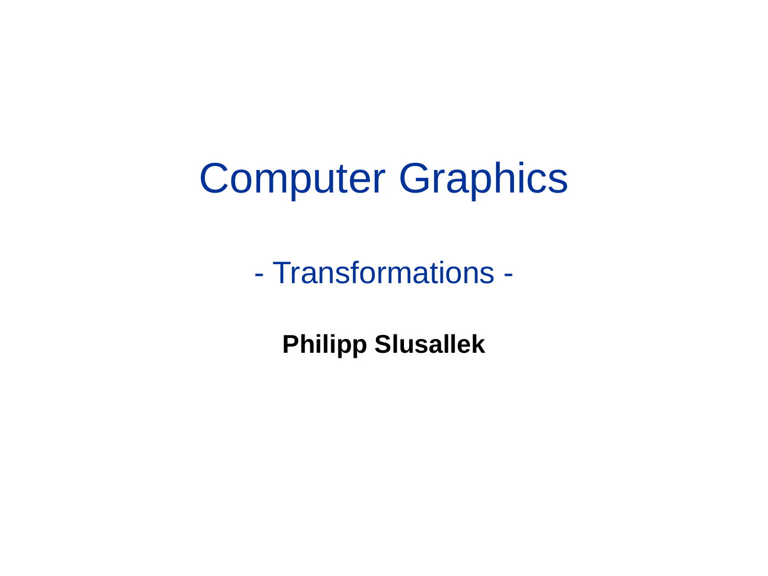# Computer Graphics

## - Transformations -

**Philipp Slusallek**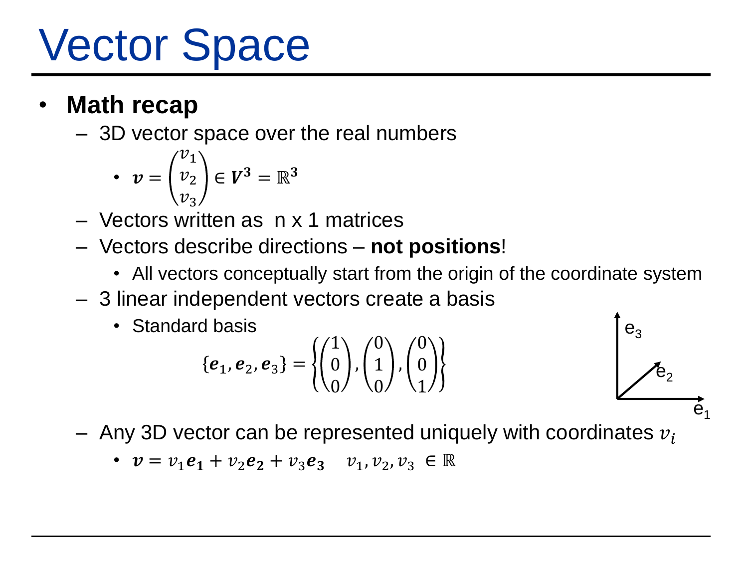# Vector Space

- **Math recap**
  - 3D vector space over the real numbers
    - $\boldsymbol{v} = \begin{pmatrix} v_1 \\ v_2 \\ v_3 \end{pmatrix} \in \boldsymbol{V^3} = \mathbb{R}^3$
  - Vectors written as n x 1 matrices
  - Vectors describe directions – **not positions**!
    - All vectors conceptually start from the origin of the coordinate system
  - 3 linear independent vectors create a basis
    - Standard basis

$$\{\boldsymbol{e}_1, \boldsymbol{e}_2, \boldsymbol{e}_3\} = \left\{ \begin{pmatrix} 1 \\ 0 \\ 0 \end{pmatrix}, \begin{pmatrix} 0 \\ 1 \\ 0 \end{pmatrix}, \begin{pmatrix} 0 \\ 0 \\ 1 \end{pmatrix} \right\}$$

  - Any 3D vector can be represented uniquely with coordinates $v_i$
    - $\boldsymbol{v} = v_1 \boldsymbol{e_1} + v_2 \boldsymbol{e_2} + v_3 \boldsymbol{e_3} \quad v_1, v_2, v_3 \in \mathbb{R}$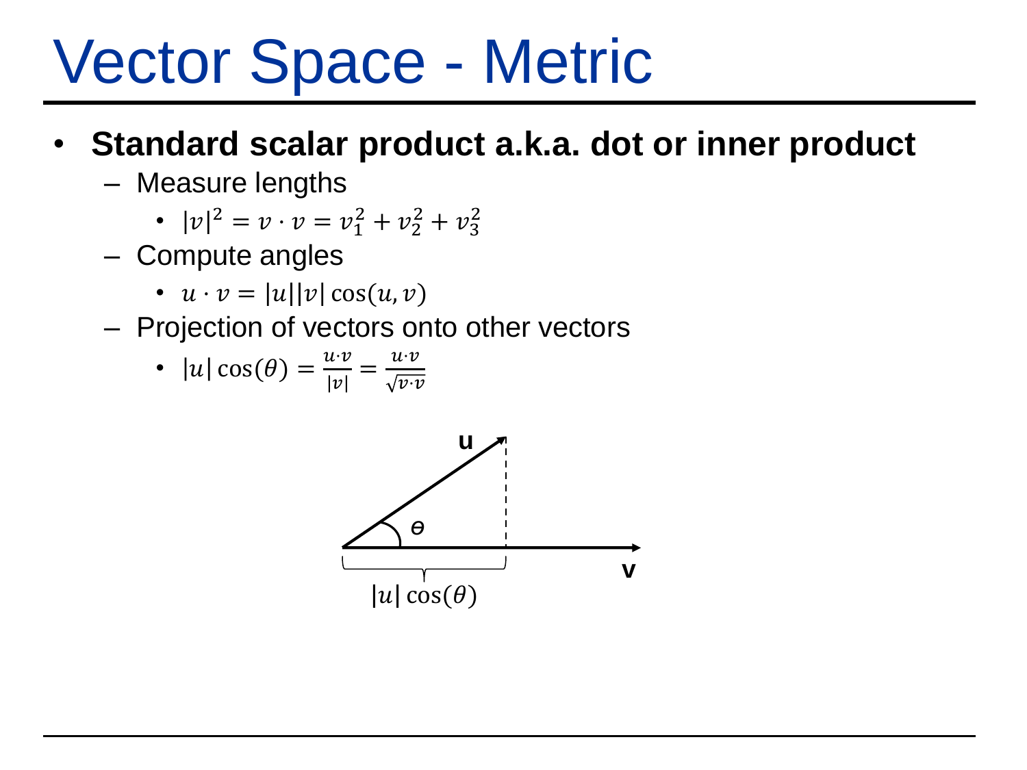# Vector Space - Metric

- **Standard scalar product a.k.a. dot or inner product**
  - Measure lengths
    - $|v|^2 = v \cdot v = v_1^2 + v_2^2 + v_3^2$
  - Compute angles
    - $u \cdot v = |u||v| \cos(u, v)$
  - Projection of vectors onto other vectors
    - $|u| \cos(\theta) = \frac{u \cdot v}{|v|} = \frac{u \cdot v}{\sqrt{v \cdot v}}$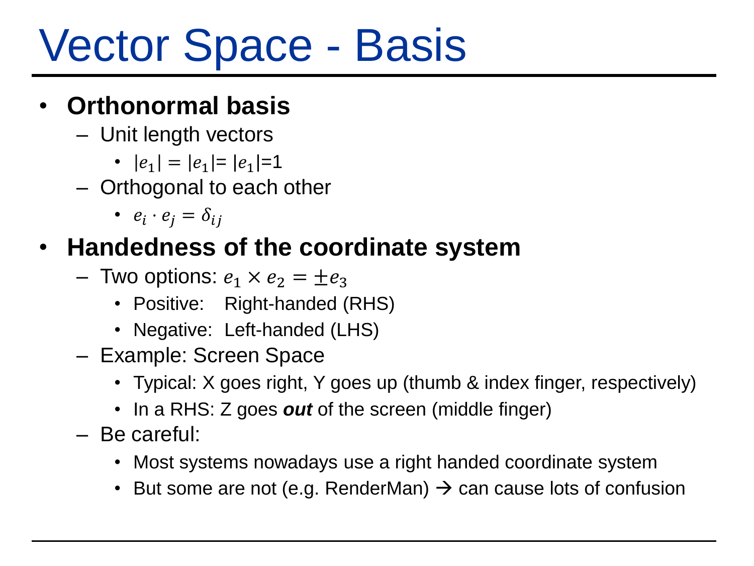# Vector Space - Basis

- **Orthonormal basis**
  - Unit length vectors
    - $|e_1| = |e_1| = |e_1| = 1$
  - Orthogonal to each other
    - $e_i \cdot e_j = \delta_{ij}$
- **Handedness of the coordinate system**
  - Two options: $e_1 \times e_2 = \pm e_3$
    - Positive: Right-handed (RHS)
    - Negative: Left-handed (LHS)
  - Example: Screen Space
    - Typical: X goes right, Y goes up (thumb & index finger, respectively)
    - In a RHS: Z goes ***out*** of the screen (middle finger)
  - Be careful:
    - Most systems nowadays use a right handed coordinate system
    - But some are not (e.g. RenderMan) → can cause lots of confusion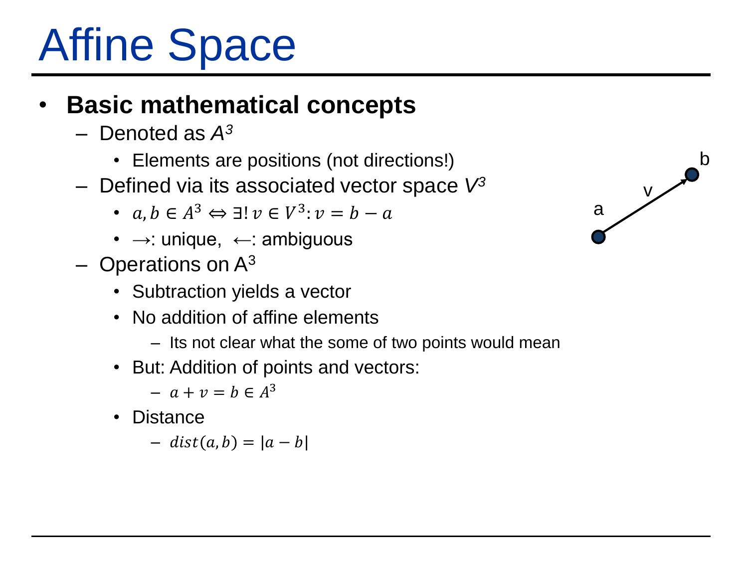# Affine Space

- **Basic mathematical concepts**
  - Denoted as $A^3$
    - Elements are positions (not directions!)
  - Defined via its associated vector space $V^3$
    - $a, b \in A^3 \Leftrightarrow \exists!\, v \in V^3 : v = b - a$
    - $\rightarrow$: unique, $\leftarrow$: ambiguous
  - Operations on $A^3$
    - Subtraction yields a vector
    - No addition of affine elements
      - Its not clear what the some of two points would mean
    - But: Addition of points and vectors:
      - $a + v = b \in A^3$
    - Distance
      - $dist(a, b) = |a - b|$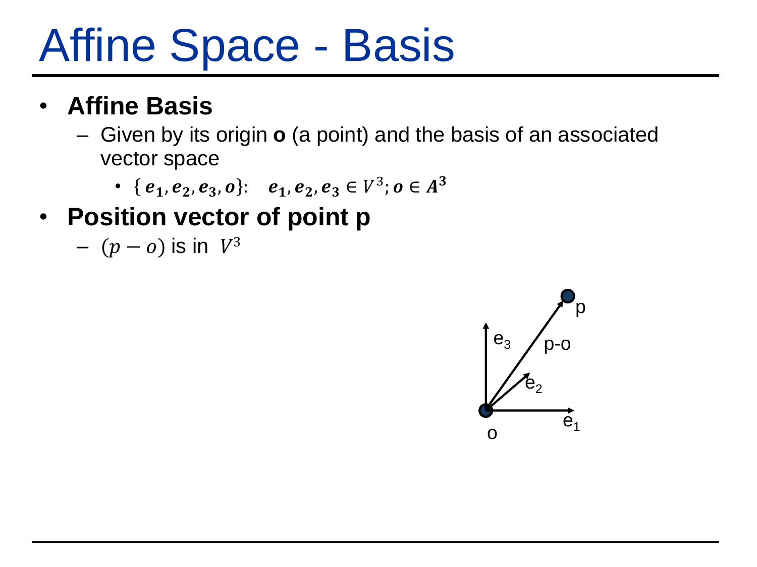# Affine Space - Basis

- **Affine Basis**
  - Given by its origin **o** (a point) and the basis of an associated vector space
    - $\{\boldsymbol{e_1}, \boldsymbol{e_2}, \boldsymbol{e_3}, \boldsymbol{o}\}$: $\boldsymbol{e_1}, \boldsymbol{e_2}, \boldsymbol{e_3} \in V^3; \boldsymbol{o} \in \boldsymbol{A^3}$
- **Position vector of point p**
  - $(p - o)$ is in $V^3$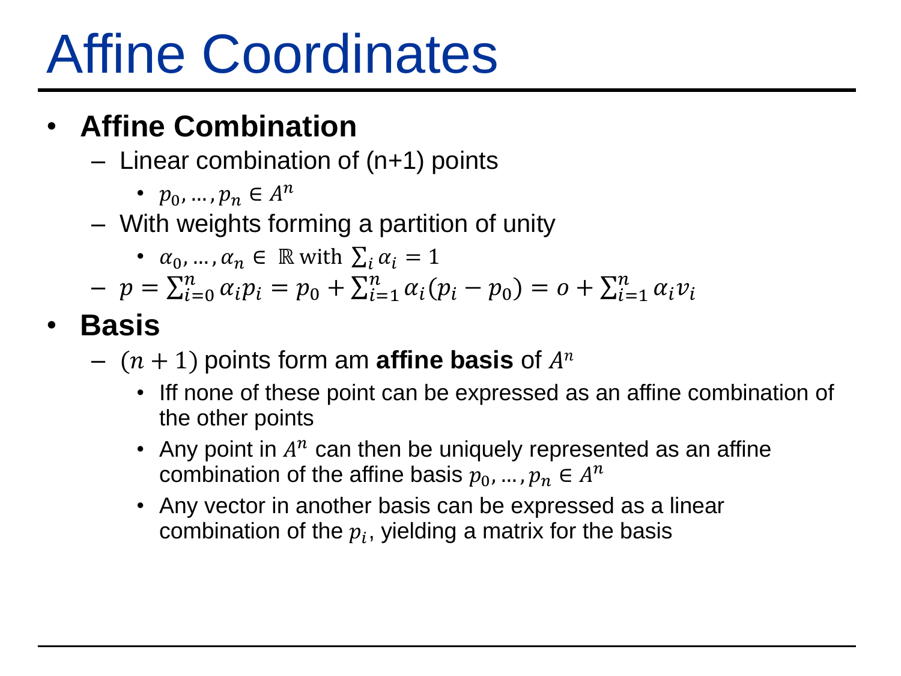# Affine Coordinates

- **Affine Combination**
  - Linear combination of (n+1) points
    - $p_0, \ldots, p_n \in A^n$
  - With weights forming a partition of unity
    - $\alpha_0, \ldots, \alpha_n \in \mathbb{R}$ with $\sum_i \alpha_i = 1$
  - $p = \sum_{i=0}^{n} \alpha_i p_i = p_0 + \sum_{i=1}^{n} \alpha_i (p_i - p_0) = o + \sum_{i=1}^{n} \alpha_i v_i$
- **Basis**
  - $(n+1)$ points form am **affine basis** of $A^n$
    - Iff none of these point can be expressed as an affine combination of the other points
    - Any point in $A^n$ can then be uniquely represented as an affine combination of the affine basis $p_0, \ldots, p_n \in A^n$
    - Any vector in another basis can be expressed as a linear combination of the $p_i$, yielding a matrix for the basis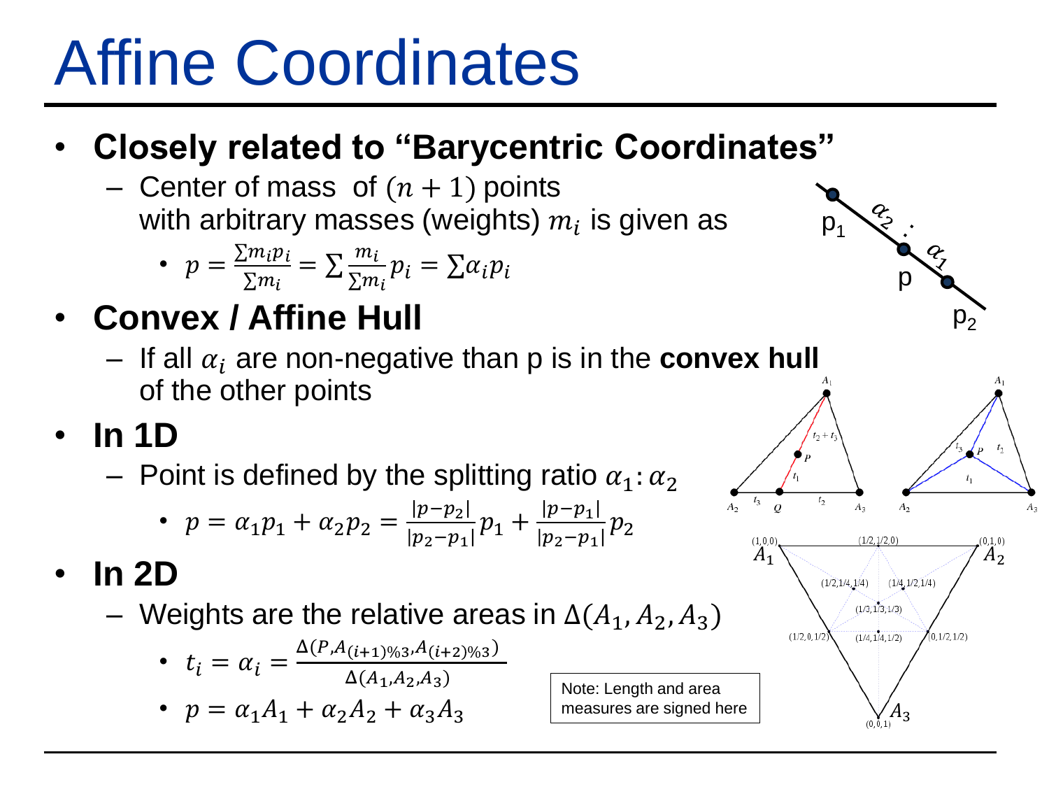# Affine Coordinates

- **Closely related to "Barycentric Coordinates"**
  - Center of mass of $(n+1)$ points with arbitrary masses (weights) $m_i$ is given as
    - $p = \frac{\sum m_i p_i}{\sum m_i} = \sum \frac{m_i}{\sum m_i} p_i = \sum \alpha_i p_i$
- **Convex / Affine Hull**
  - If all $\alpha_i$ are non-negative than p is in the **convex hull** of the other points
- **In 1D**
  - Point is defined by the splitting ratio $\alpha_1 : \alpha_2$
    - $p = \alpha_1 p_1 + \alpha_2 p_2 = \frac{|p - p_2|}{|p_2 - p_1|} p_1 + \frac{|p - p_1|}{|p_2 - p_1|} p_2$
- **In 2D**
  - Weights are the relative areas in $\Delta(A_1, A_2, A_3)$
    - $t_i = \alpha_i = \frac{\Delta(P, A_{(i+1)\%3}, A_{(i+2)\%3})}{\Delta(A_1, A_2, A_3)}$
    - $p = \alpha_1 A_1 + \alpha_2 A_2 + \alpha_3 A_3$

Note: Length and area measures are signed here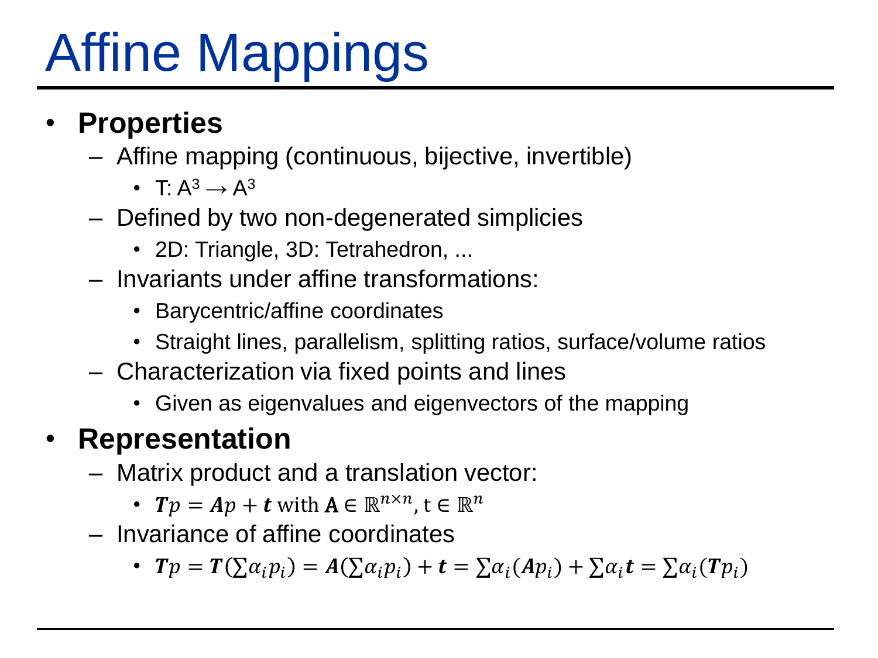# Affine Mappings

- **Properties**
  - Affine mapping (continuous, bijective, invertible)
    - T: $A^3 \rightarrow A^3$
  - Defined by two non-degenerated simplicies
    - 2D: Triangle, 3D: Tetrahedron, ...
  - Invariants under affine transformations:
    - Barycentric/affine coordinates
    - Straight lines, parallelism, splitting ratios, surface/volume ratios
  - Characterization via fixed points and lines
    - Given as eigenvalues and eigenvectors of the mapping
- **Representation**
  - Matrix product and a translation vector:
    - $\boldsymbol{T}p = \boldsymbol{A}p + \boldsymbol{t}$ with $\mathbf{A} \in \mathbb{R}^{n \times n}$, $\mathrm{t} \in \mathbb{R}^{n}$
  - Invariance of affine coordinates
    - $\boldsymbol{T}p = \boldsymbol{T}(\sum \alpha_i p_i) = \boldsymbol{A}(\sum \alpha_i p_i) + \boldsymbol{t} = \sum \alpha_i (\boldsymbol{A} p_i) + \sum \alpha_i \boldsymbol{t} = \sum \alpha_i (\boldsymbol{T} p_i)$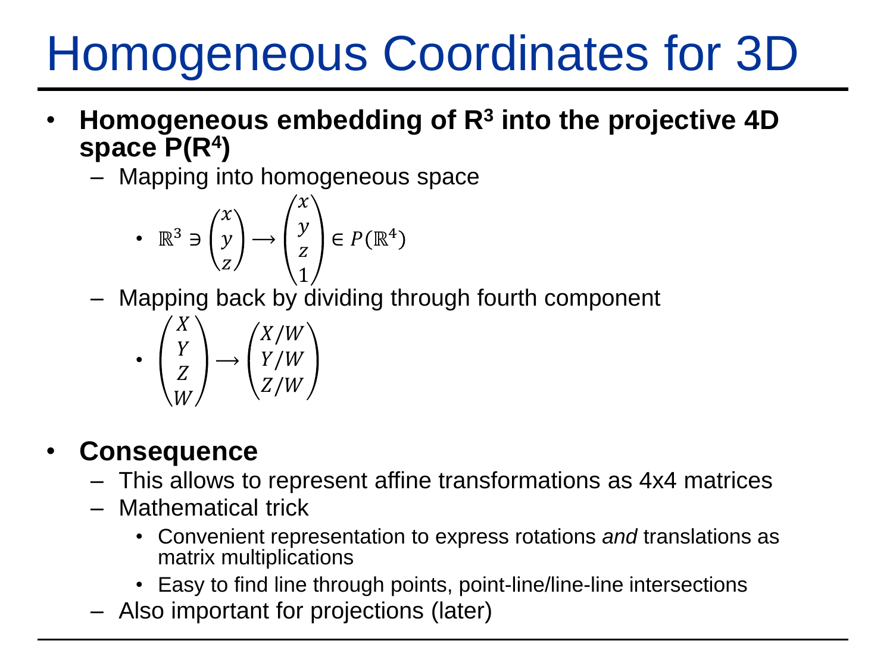# Homogeneous Coordinates for 3D

- **Homogeneous embedding of $R^3$ into the projective 4D space $P(R^4)$**
  - Mapping into homogeneous space
    - $\mathbb{R}^3 \ni \begin{pmatrix} x \\ y \\ z \end{pmatrix} \longrightarrow \begin{pmatrix} x \\ y \\ z \\ 1 \end{pmatrix} \in P(\mathbb{R}^4)$
  - Mapping back by dividing through fourth component
    - $\begin{pmatrix} X \\ Y \\ Z \\ W \end{pmatrix} \longrightarrow \begin{pmatrix} X/W \\ Y/W \\ Z/W \end{pmatrix}$

- **Consequence**
  - This allows to represent affine transformations as 4x4 matrices
  - Mathematical trick
    - Convenient representation to express rotations *and* translations as matrix multiplications
    - Easy to find line through points, point-line/line-line intersections
  - Also important for projections (later)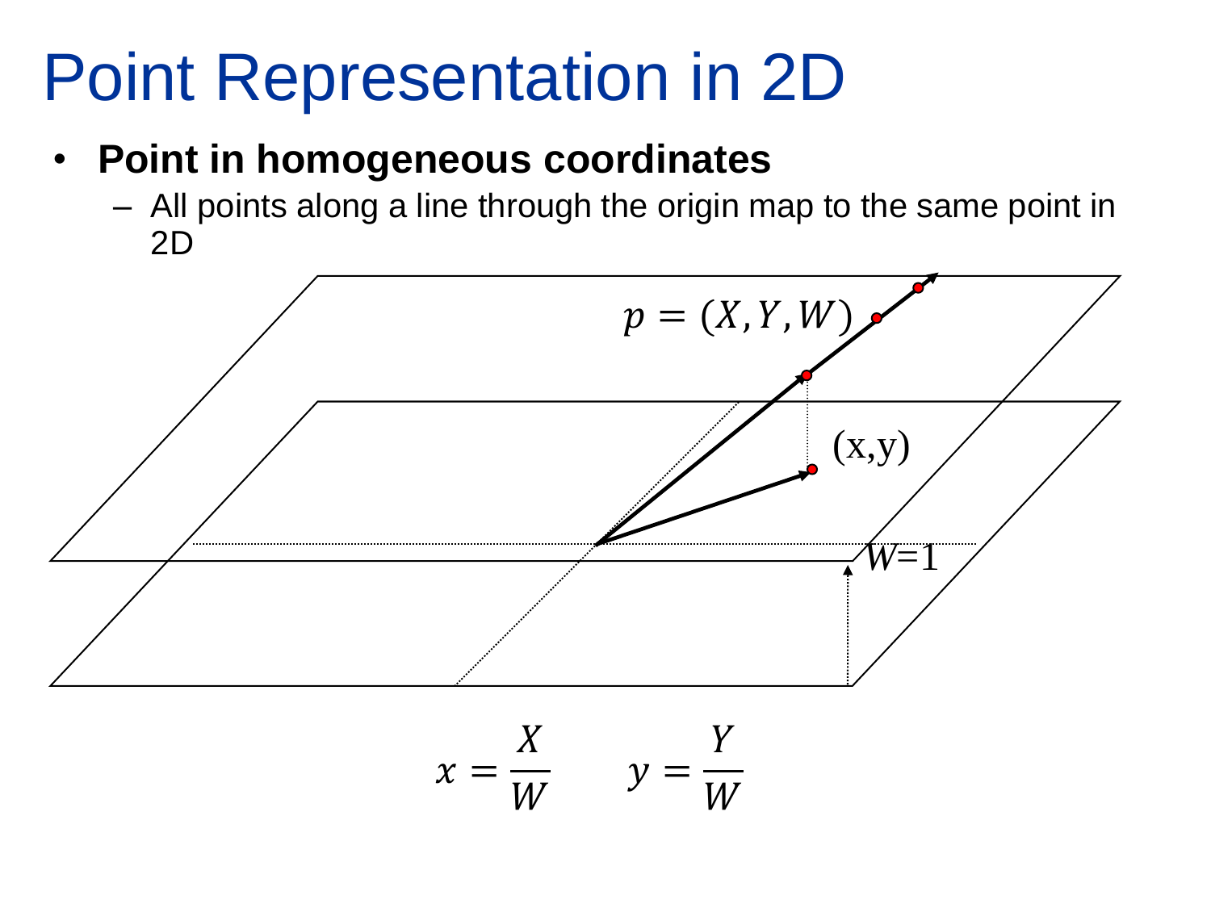# Point Representation in 2D

- **Point in homogeneous coordinates**
  - All points along a line through the origin map to the same point in 2D

$p = (X, Y, W)$

(x,y)

$W$=1

$$x = \frac{X}{W} \qquad y = \frac{Y}{W}$$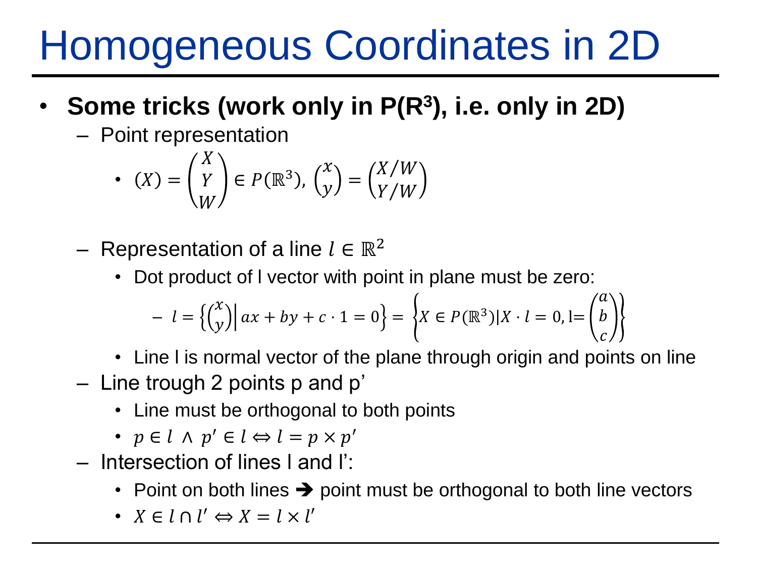# Homogeneous Coordinates in 2D

- **Some tricks (work only in P(R³), i.e. only in 2D)**
  - Point representation
    - $(X) = \begin{pmatrix} X \\ Y \\ W \end{pmatrix} \in P(\mathbb{R}^3)$, $\begin{pmatrix} x \\ y \end{pmatrix} = \begin{pmatrix} X/W \\ Y/W \end{pmatrix}$
  - Representation of a line $l \in \mathbb{R}^2$
    - Dot product of l vector with point in plane must be zero:
      - $l = \left\{ \begin{pmatrix} x \\ y \end{pmatrix} \middle| \, ax + by + c \cdot 1 = 0 \right\} = \left\{ X \in P(\mathbb{R}^3) | X \cdot l = 0, \mathrm{l} = \begin{pmatrix} a \\ b \\ c \end{pmatrix} \right\}$
    - Line l is normal vector of the plane through origin and points on line
  - Line trough 2 points p and p'
    - Line must be orthogonal to both points
    - $p \in l \, \wedge \, p' \in l \Leftrightarrow l = p \times p'$
  - Intersection of lines l and l':
    - Point on both lines ➔ point must be orthogonal to both line vectors
    - $X \in l \cap l' \Leftrightarrow X = l \times l'$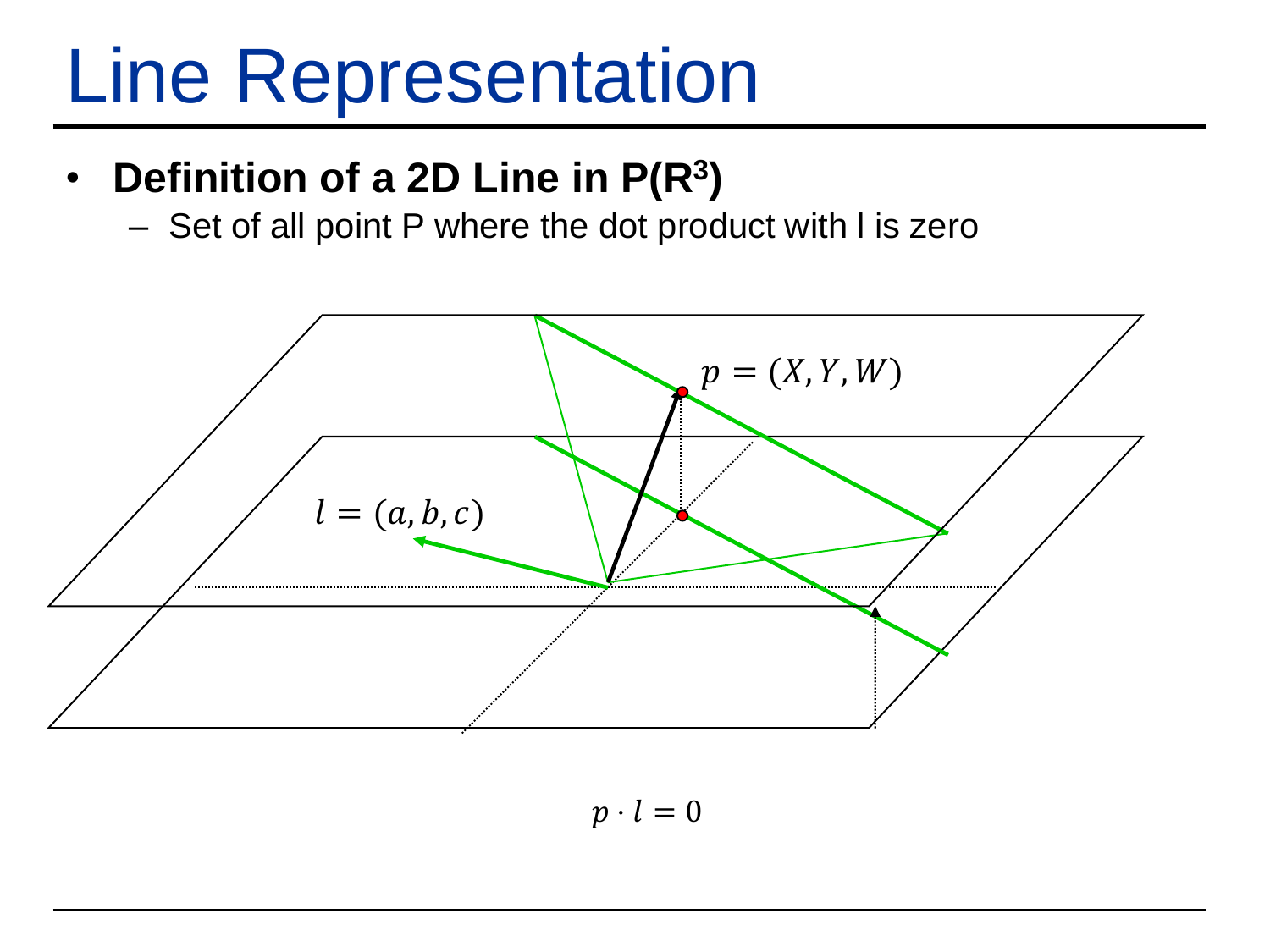# Line Representation

- **Definition of a 2D Line in P(R³)**
  - Set of all point P where the dot product with l is zero

$p = (X, Y, W)$

$l = (a, b, c)$

$$p \cdot l = 0$$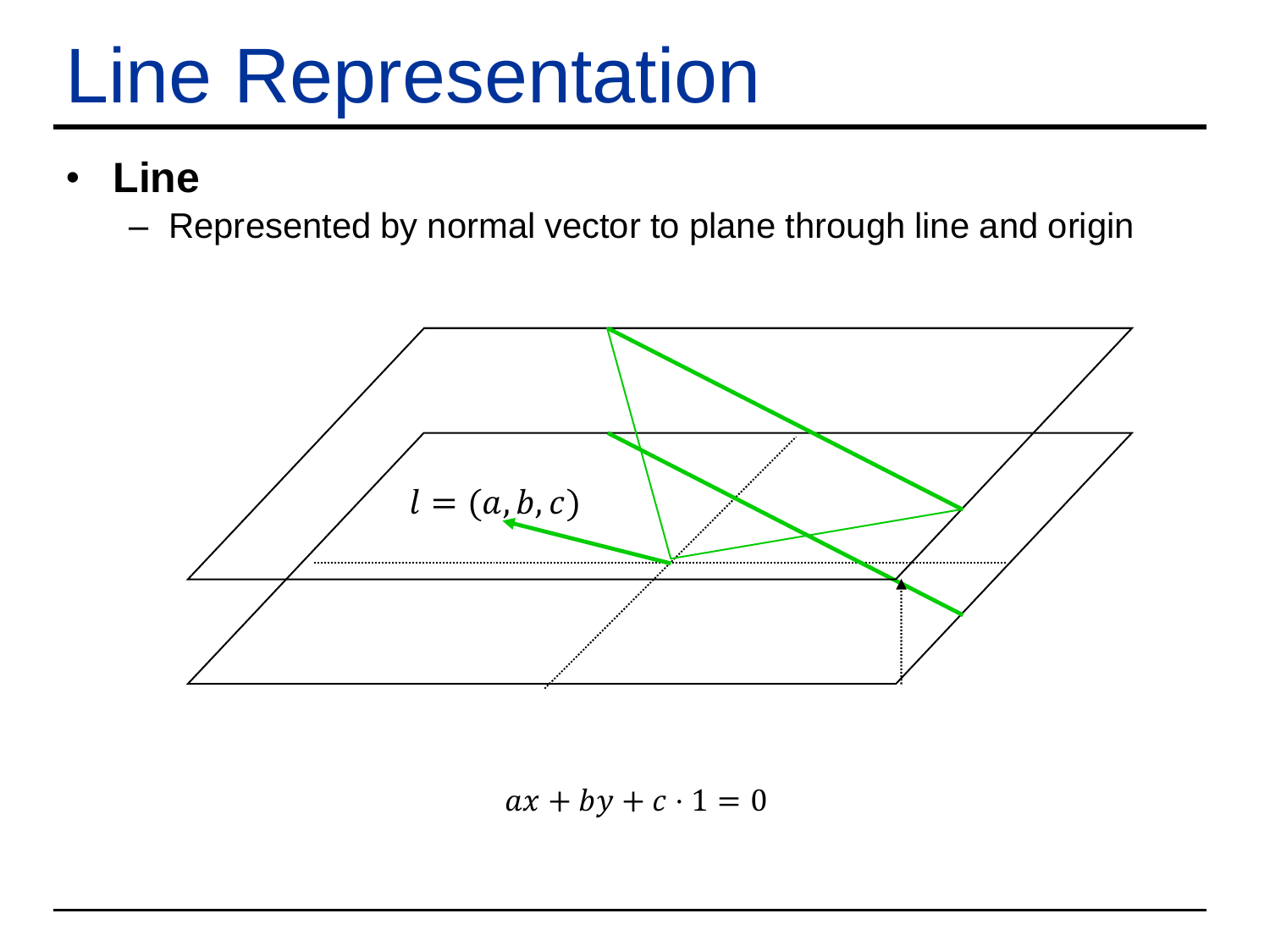# Line Representation

- **Line**
  - Represented by normal vector to plane through line and origin

$l = (a, b, c)$

$$ax + by + c \cdot 1 = 0$$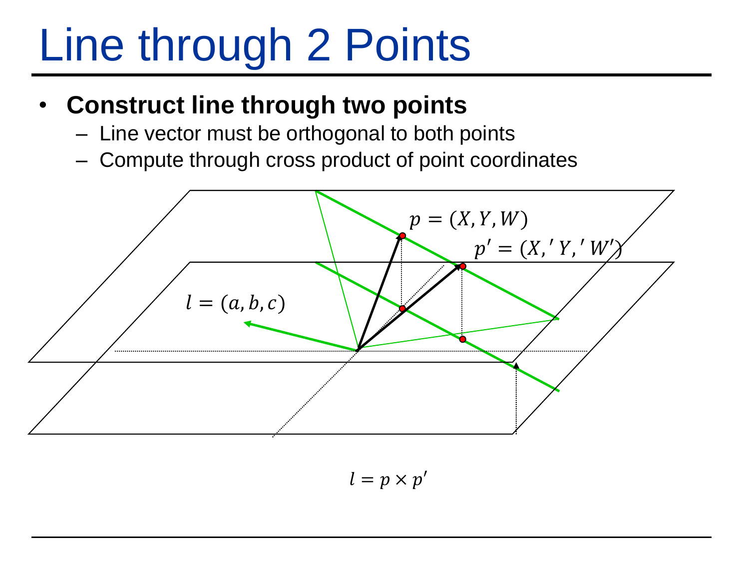# Line through 2 Points

- **Construct line through two points**
  - Line vector must be orthogonal to both points
  - Compute through cross product of point coordinates

$p = (X, Y, W)$

$p' = (X,' Y,' W')$

$l = (a, b, c)$

$$l = p \times p'$$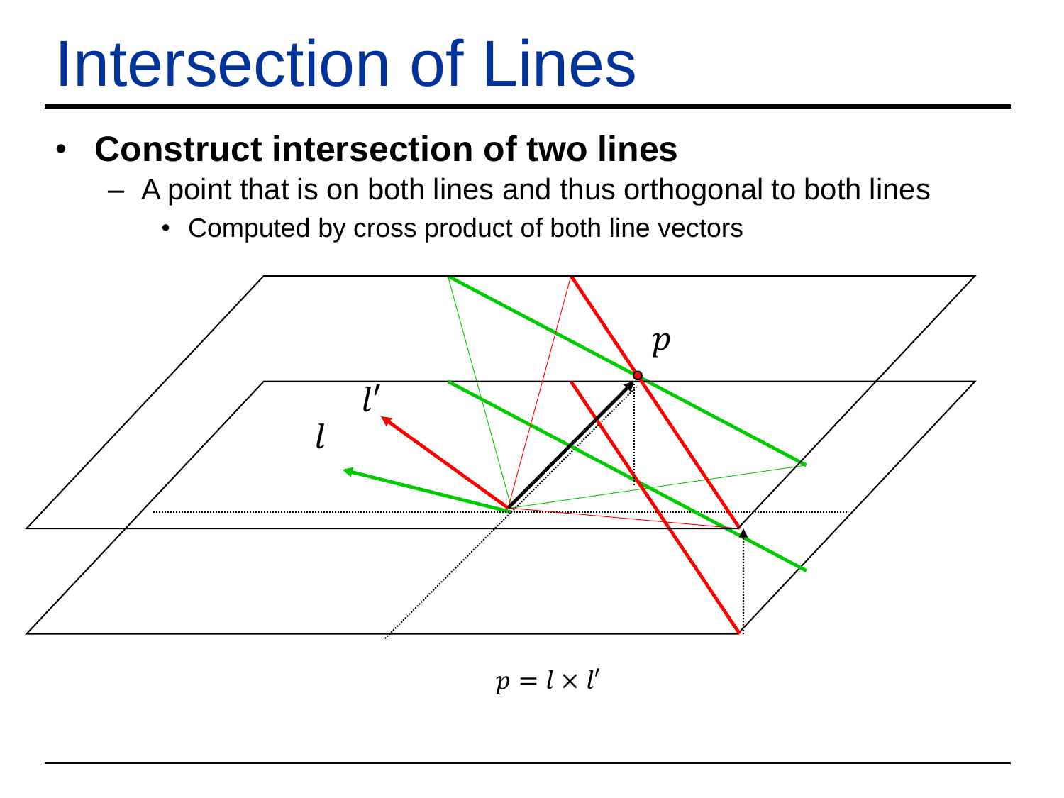# Intersection of Lines

- **Construct intersection of two lines**
  - A point that is on both lines and thus orthogonal to both lines
    - Computed by cross product of both line vectors

$$p = l \times l'$$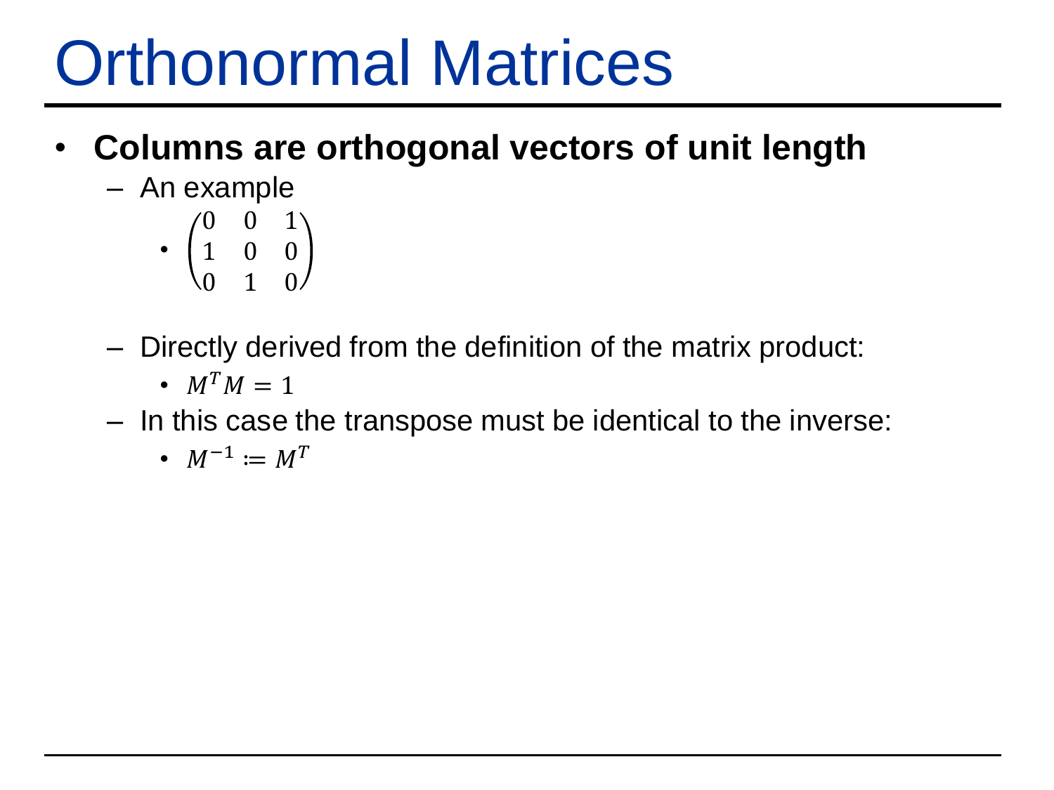# Orthonormal Matrices

- **Columns are orthogonal vectors of unit length**
  - An example
    - $\begin{pmatrix} 0 & 0 & 1 \\ 1 & 0 & 0 \\ 0 & 1 & 0 \end{pmatrix}$
  - Directly derived from the definition of the matrix product:
    - $M^T M = 1$
  - In this case the transpose must be identical to the inverse:
    - $M^{-1} \coloneqq M^T$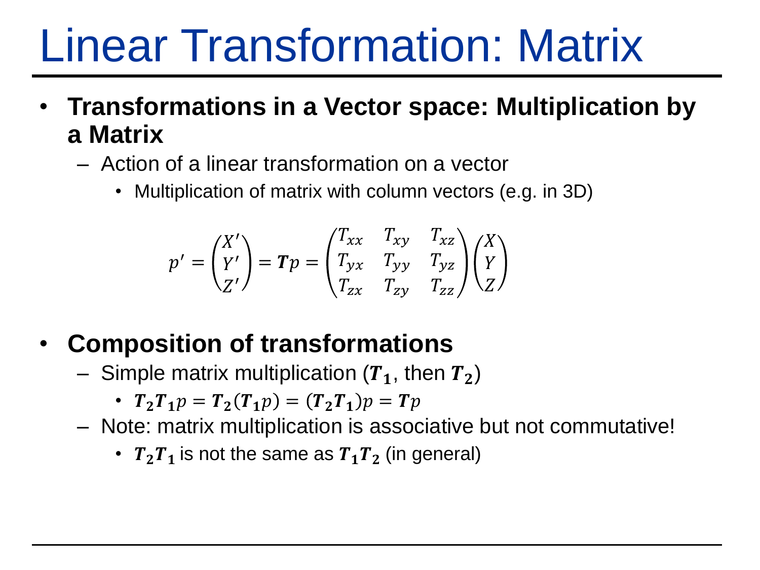# Linear Transformation: Matrix

- **Transformations in a Vector space: Multiplication by a Matrix**
  - Action of a linear transformation on a vector
    - Multiplication of matrix with column vectors (e.g. in 3D)

$$p' = \begin{pmatrix} X' \\ Y' \\ Z' \end{pmatrix} = \boldsymbol{T}p = \begin{pmatrix} T_{xx} & T_{xy} & T_{xz} \\ T_{yx} & T_{yy} & T_{yz} \\ T_{zx} & T_{zy} & T_{zz} \end{pmatrix} \begin{pmatrix} X \\ Y \\ Z \end{pmatrix}$$

- **Composition of transformations**
  - Simple matrix multiplication ($\boldsymbol{T_1}$, then $\boldsymbol{T_2}$)
    - $\boldsymbol{T_2}\boldsymbol{T_1}p = \boldsymbol{T_2}(\boldsymbol{T_1}p) = (\boldsymbol{T_2}\boldsymbol{T_1})p = \boldsymbol{T}p$
  - Note: matrix multiplication is associative but not commutative!
    - $\boldsymbol{T_2}\boldsymbol{T_1}$ is not the same as $\boldsymbol{T_1}\boldsymbol{T_2}$ (in general)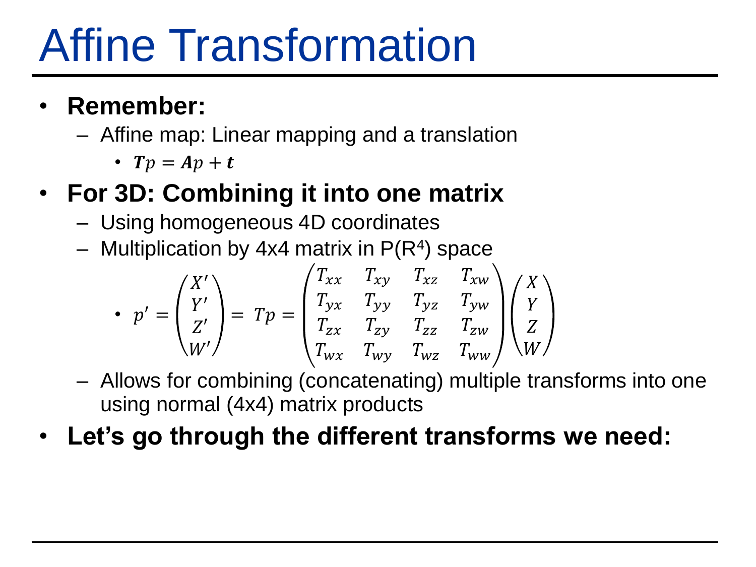# Affine Transformation

- **Remember:**
  - Affine map: Linear mapping and a translation
    - $\boldsymbol{T}p = \boldsymbol{A}p + \boldsymbol{t}$
- **For 3D: Combining it into one matrix**
  - Using homogeneous 4D coordinates
  - Multiplication by 4x4 matrix in P($R^4$) space
    - $p' = \begin{pmatrix} X' \\ Y' \\ Z' \\ W' \end{pmatrix} = Tp = \begin{pmatrix} T_{xx} & T_{xy} & T_{xz} & T_{xw} \\ T_{yx} & T_{yy} & T_{yz} & T_{yw} \\ T_{zx} & T_{zy} & T_{zz} & T_{zw} \\ T_{wx} & T_{wy} & T_{wz} & T_{ww} \end{pmatrix} \begin{pmatrix} X \\ Y \\ Z \\ W \end{pmatrix}$
  - Allows for combining (concatenating) multiple transforms into one using normal (4x4) matrix products
- **Let's go through the different transforms we need:**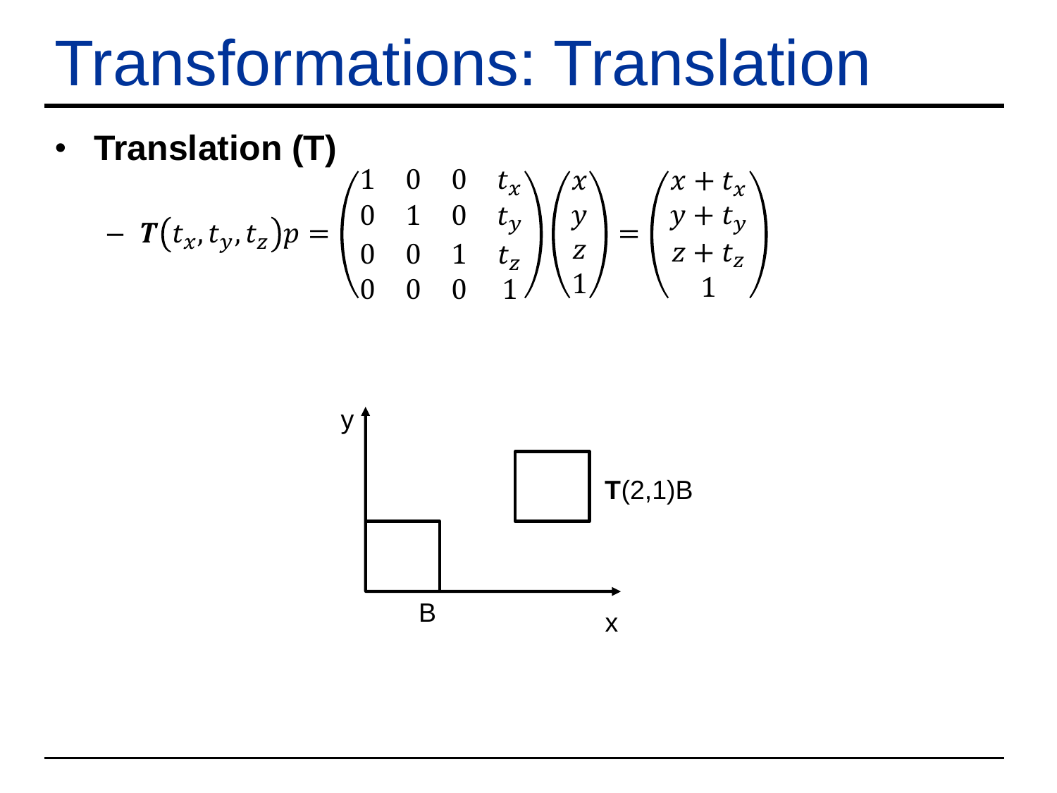# Transformations: Translation

- **Translation (T)**
  - $\boldsymbol{T}(t_x, t_y, t_z)p = \begin{pmatrix} 1 & 0 & 0 & t_x \\ 0 & 1 & 0 & t_y \\ 0 & 0 & 1 & t_z \\ 0 & 0 & 0 & 1 \end{pmatrix} \begin{pmatrix} x \\ y \\ z \\ 1 \end{pmatrix} = \begin{pmatrix} x + t_x \\ y + t_y \\ z + t_z \\ 1 \end{pmatrix}$

y

**T**(2,1)B

B

x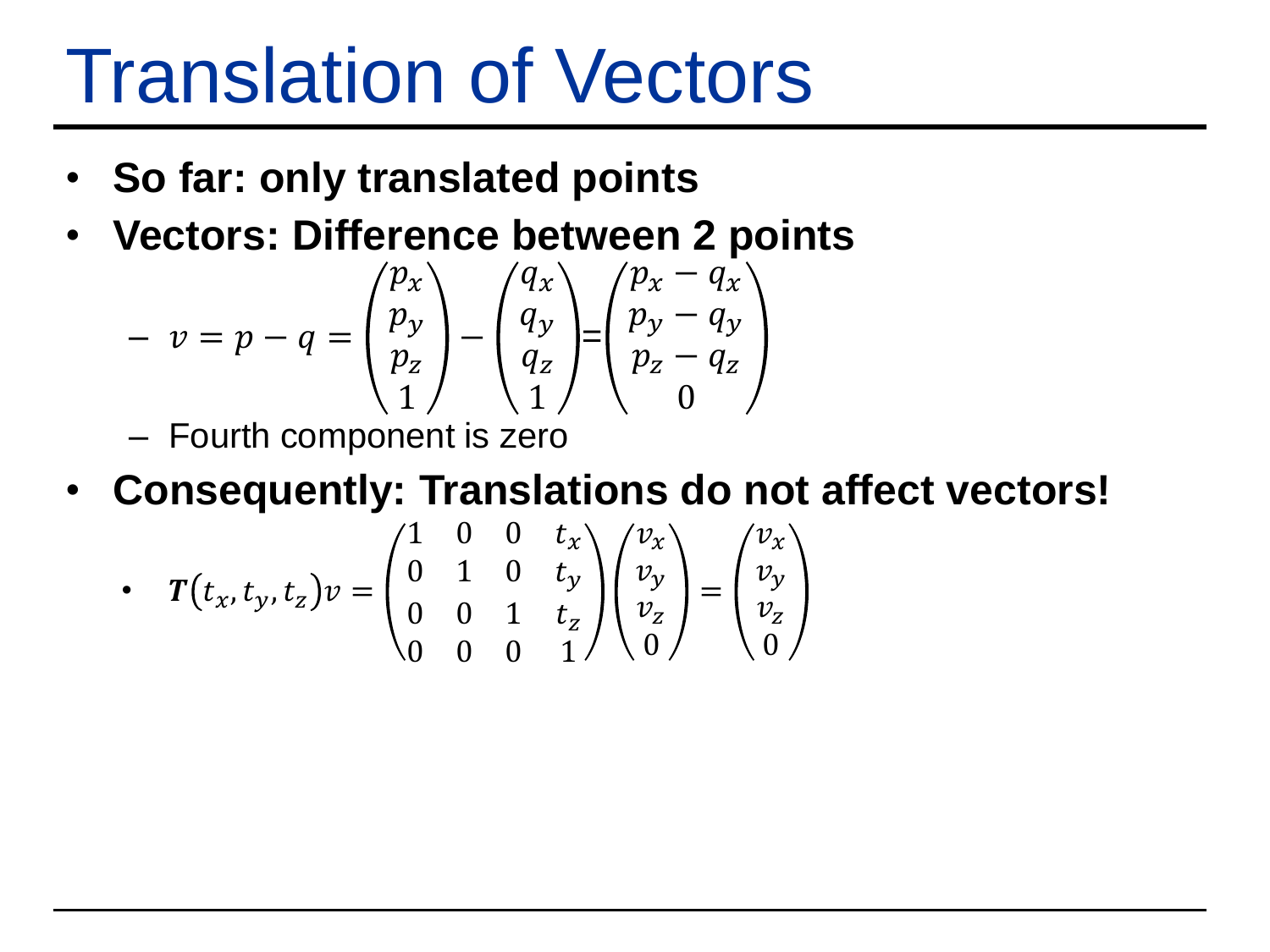# Translation of Vectors

- **So far: only translated points**
- **Vectors: Difference between 2 points**
  - $v = p - q = \begin{pmatrix} p_x \\ p_y \\ p_z \\ 1 \end{pmatrix} - \begin{pmatrix} q_x \\ q_y \\ q_z \\ 1 \end{pmatrix} = \begin{pmatrix} p_x - q_x \\ p_y - q_y \\ p_z - q_z \\ 0 \end{pmatrix}$
  - Fourth component is zero
- **Consequently: Translations do not affect vectors!**
  - $\boldsymbol{T}(t_x, t_y, t_z)v = \begin{pmatrix} 1 & 0 & 0 & t_x \\ 0 & 1 & 0 & t_y \\ 0 & 0 & 1 & t_z \\ 0 & 0 & 0 & 1 \end{pmatrix} \begin{pmatrix} v_x \\ v_y \\ v_z \\ 0 \end{pmatrix} = \begin{pmatrix} v_x \\ v_y \\ v_z \\ 0 \end{pmatrix}$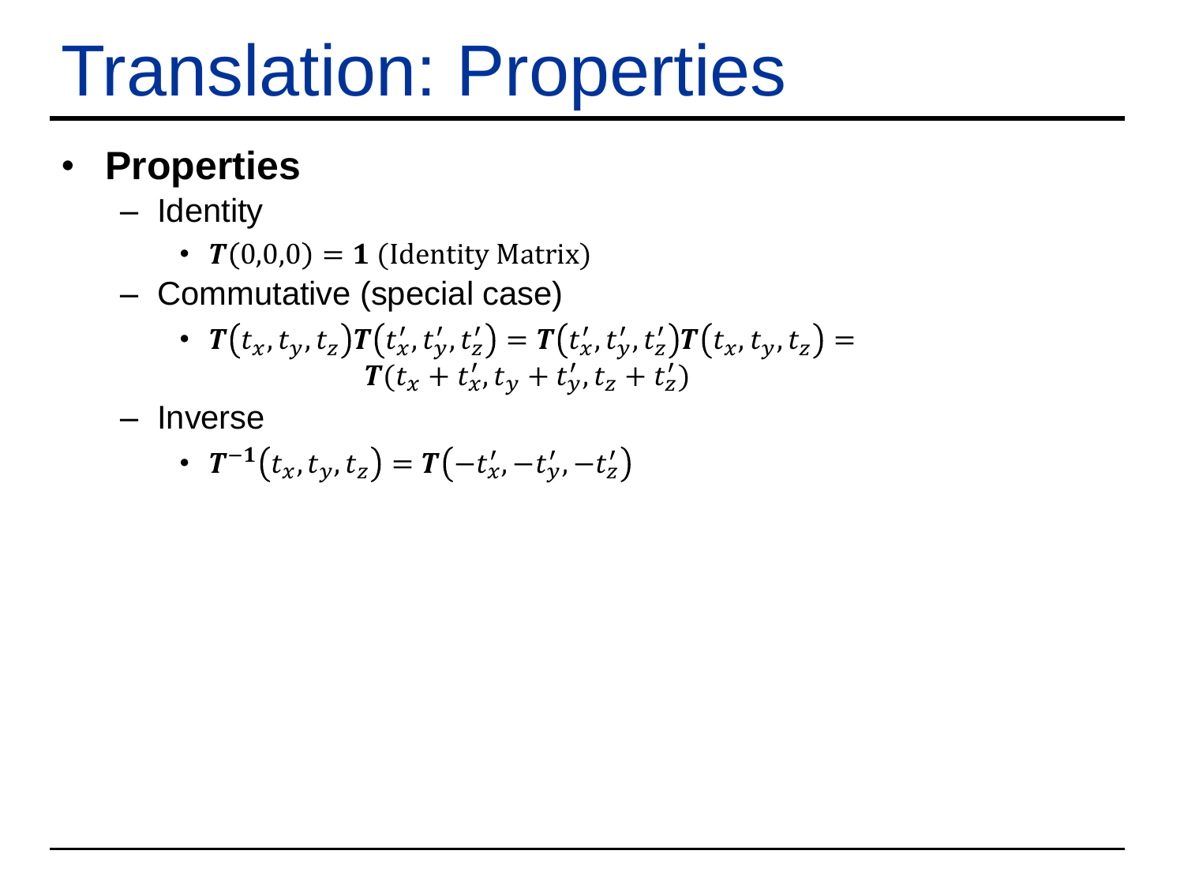# Translation: Properties

- **Properties**
  - Identity
    - $\boldsymbol{T}(0{,}0{,}0) = \mathbf{1}$ (Identity Matrix)
  - Commutative (special case)
    - $\boldsymbol{T}(t_x, t_y, t_z)\boldsymbol{T}(t'_x, t'_y, t'_z) = \boldsymbol{T}(t'_x, t'_y, t'_z)\boldsymbol{T}(t_x, t_y, t_z) = \boldsymbol{T}(t_x + t'_x, t_y + t'_y, t_z + t'_z)$
  - Inverse
    - $\boldsymbol{T}^{-\mathbf{1}}(t_x, t_y, t_z) = \boldsymbol{T}(-t'_x, -t'_y, -t'_z)$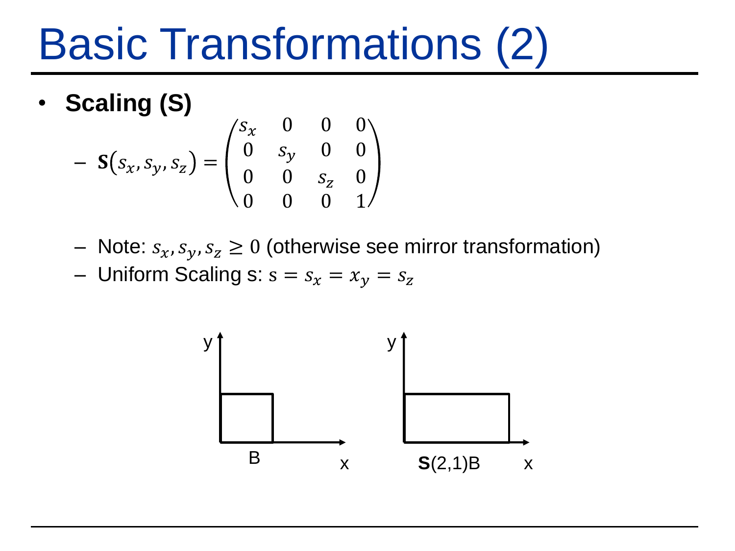# Basic Transformations (2)

- **Scaling (S)**
  - $\mathbf{S}(s_x, s_y, s_z) = \begin{pmatrix} s_x & 0 & 0 & 0 \\ 0 & s_y & 0 & 0 \\ 0 & 0 & s_z & 0 \\ 0 & 0 & 0 & 1 \end{pmatrix}$
  - Note: $s_x, s_y, s_z \geq 0$ (otherwise see mirror transformation)
  - Uniform Scaling s: $s = s_x = x_y = s_z$

y, B, x

y, **S**(2,1)B, x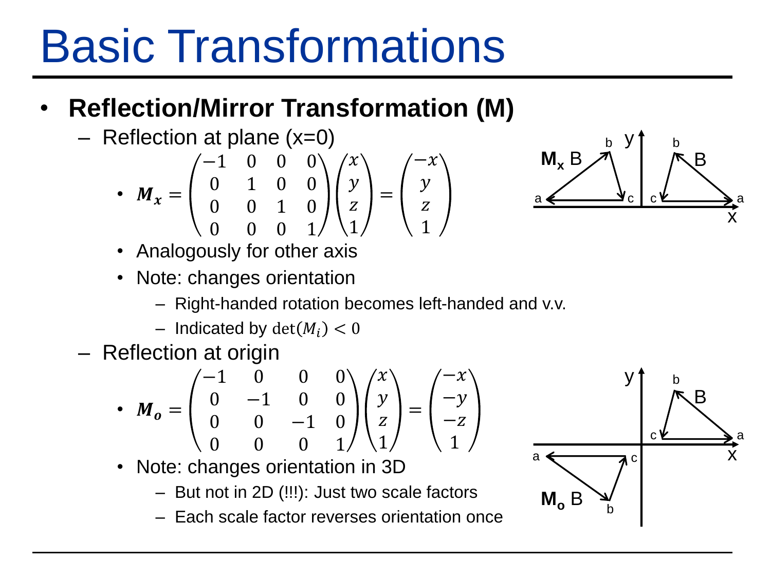# Basic Transformations

- **Reflection/Mirror Transformation (M)**
  - Reflection at plane (x=0)
    - $\boldsymbol{M_x} = \begin{pmatrix} -1 & 0 & 0 & 0 \\ 0 & 1 & 0 & 0 \\ 0 & 0 & 1 & 0 \\ 0 & 0 & 0 & 1 \end{pmatrix} \begin{pmatrix} x \\ y \\ z \\ 1 \end{pmatrix} = \begin{pmatrix} -x \\ y \\ z \\ 1 \end{pmatrix}$
    - Analogously for other axis
    - Note: changes orientation
      - Right-handed rotation becomes left-handed and v.v.
      - Indicated by $\det(M_i) < 0$
  - Reflection at origin
    - $\boldsymbol{M_o} = \begin{pmatrix} -1 & 0 & 0 & 0 \\ 0 & -1 & 0 & 0 \\ 0 & 0 & -1 & 0 \\ 0 & 0 & 0 & 1 \end{pmatrix} \begin{pmatrix} x \\ y \\ z \\ 1 \end{pmatrix} = \begin{pmatrix} -x \\ -y \\ -z \\ 1 \end{pmatrix}$
    - Note: changes orientation in 3D
      - But not in 2D (!!!): Just two scale factors
      - Each scale factor reverses orientation once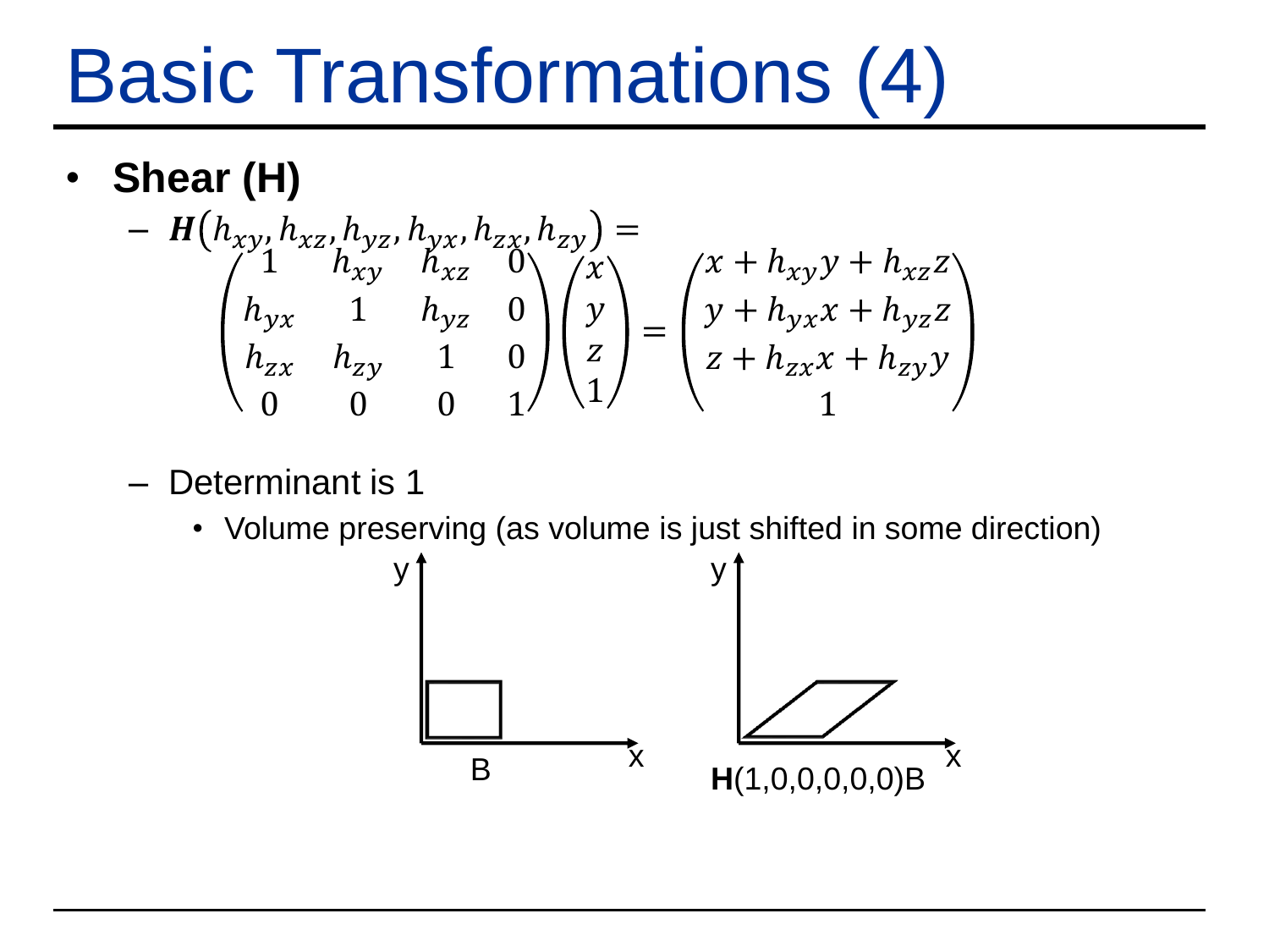# Basic Transformations (4)

- **Shear (H)**
  - $\boldsymbol{H}(h_{xy}, h_{xz}, h_{yz}, h_{yx}, h_{zx}, h_{zy}) =$

$$\begin{pmatrix} 1 & h_{xy} & h_{xz} & 0 \\ h_{yx} & 1 & h_{yz} & 0 \\ h_{zx} & h_{zy} & 1 & 0 \\ 0 & 0 & 0 & 1 \end{pmatrix} \begin{pmatrix} x \\ y \\ z \\ 1 \end{pmatrix} = \begin{pmatrix} x + h_{xy}y + h_{xz}z \\ y + h_{yx}x + h_{yz}z \\ z + h_{zx}x + h_{zy}y \\ 1 \end{pmatrix}$$

  - Determinant is 1
    - Volume preserving (as volume is just shifted in some direction)

B

**H**(1,0,0,0,0,0)B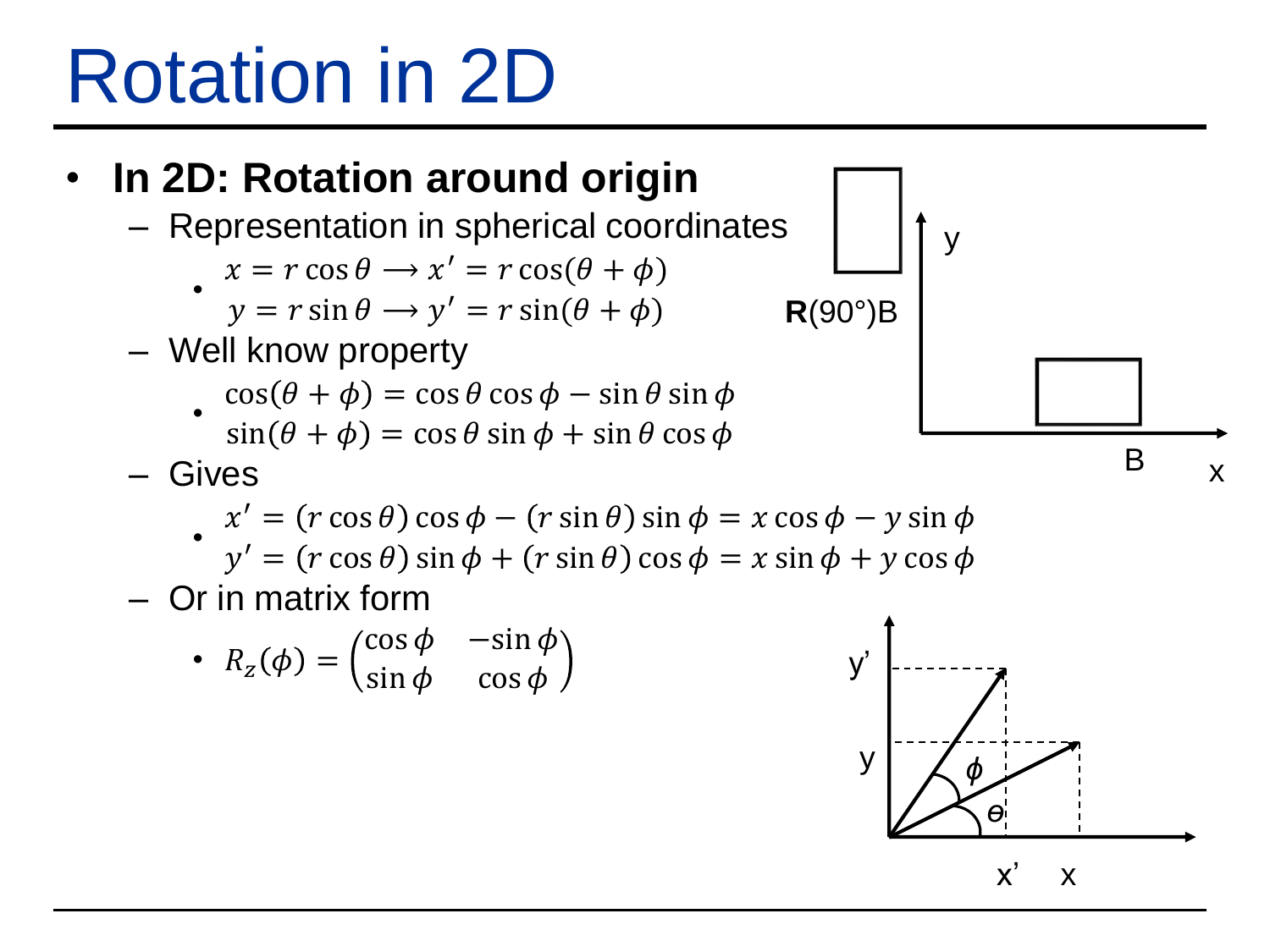# Rotation in 2D

- **In 2D: Rotation around origin**
  - Representation in spherical coordinates
    - $x = r\cos\theta \longrightarrow x' = r\cos(\theta + \phi)$
      $y = r\sin\theta \longrightarrow y' = r\sin(\theta + \phi)$
  - Well know property
    - $\cos(\theta + \phi) = \cos\theta\cos\phi - \sin\theta\sin\phi$
      $\sin(\theta + \phi) = \cos\theta\sin\phi + \sin\theta\cos\phi$
  - Gives
    - $x' = (r\cos\theta)\cos\phi - (r\sin\theta)\sin\phi = x\cos\phi - y\sin\phi$
      $y' = (r\cos\theta)\sin\phi + (r\sin\theta)\cos\phi = x\sin\phi + y\cos\phi$
  - Or in matrix form
    - $R_z(\phi) = \begin{pmatrix} \cos\phi & -\sin\phi \\ \sin\phi & \cos\phi \end{pmatrix}$

**R**(90°)B

B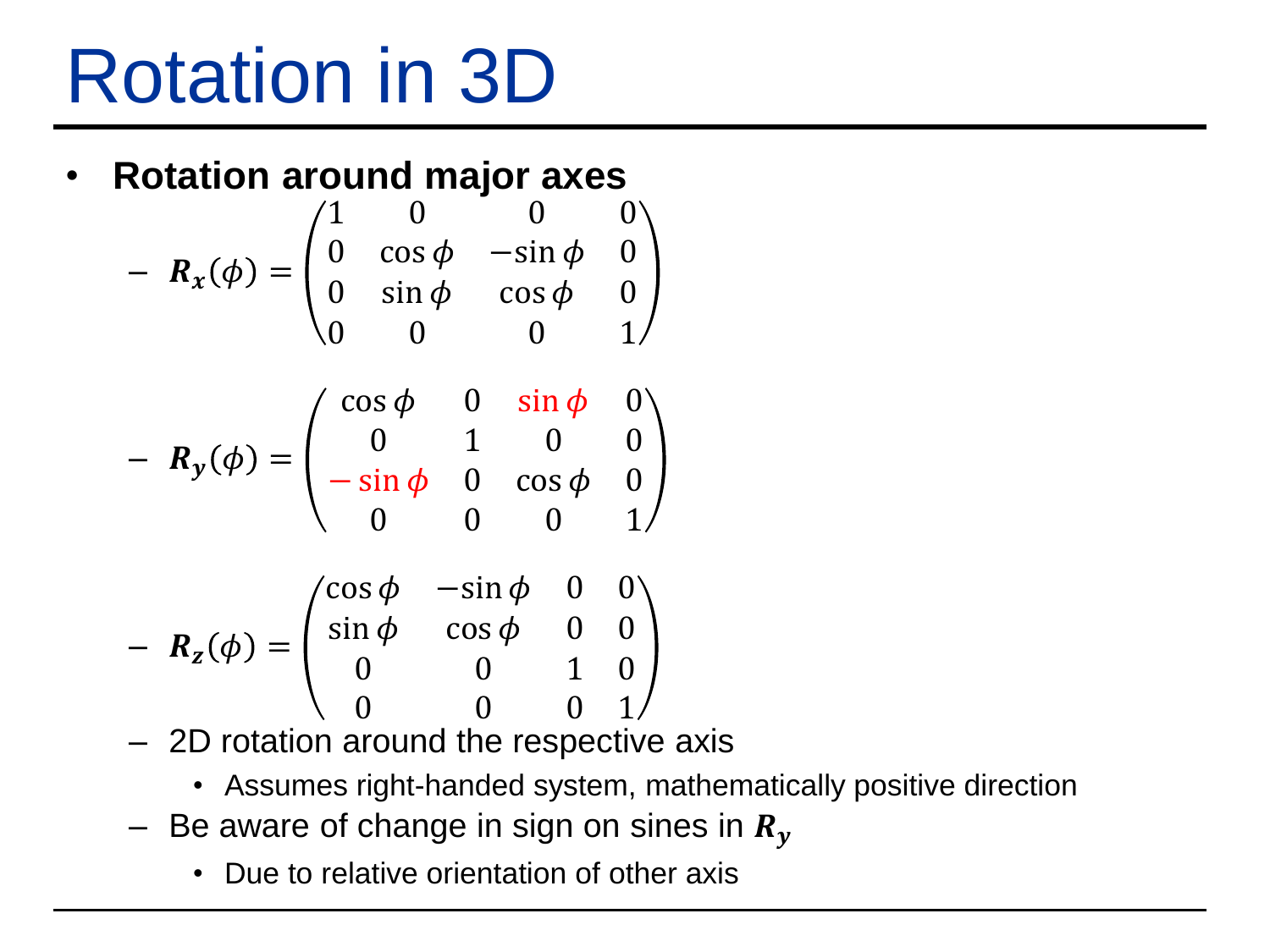# Rotation in 3D

- **Rotation around major axes**
  - $\boldsymbol{R_x}(\phi) = \begin{pmatrix} 1 & 0 & 0 & 0 \\ 0 & \cos\phi & -\sin\phi & 0 \\ 0 & \sin\phi & \cos\phi & 0 \\ 0 & 0 & 0 & 1 \end{pmatrix}$
  - $\boldsymbol{R_y}(\phi) = \begin{pmatrix} \cos\phi & 0 & \sin\phi & 0 \\ 0 & 1 & 0 & 0 \\ -\sin\phi & 0 & \cos\phi & 0 \\ 0 & 0 & 0 & 1 \end{pmatrix}$
  - $\boldsymbol{R_z}(\phi) = \begin{pmatrix} \cos\phi & -\sin\phi & 0 & 0 \\ \sin\phi & \cos\phi & 0 & 0 \\ 0 & 0 & 1 & 0 \\ 0 & 0 & 0 & 1 \end{pmatrix}$
  - 2D rotation around the respective axis
    - Assumes right-handed system, mathematically positive direction
  - Be aware of change in sign on sines in $\boldsymbol{R_y}$
    - Due to relative orientation of other axis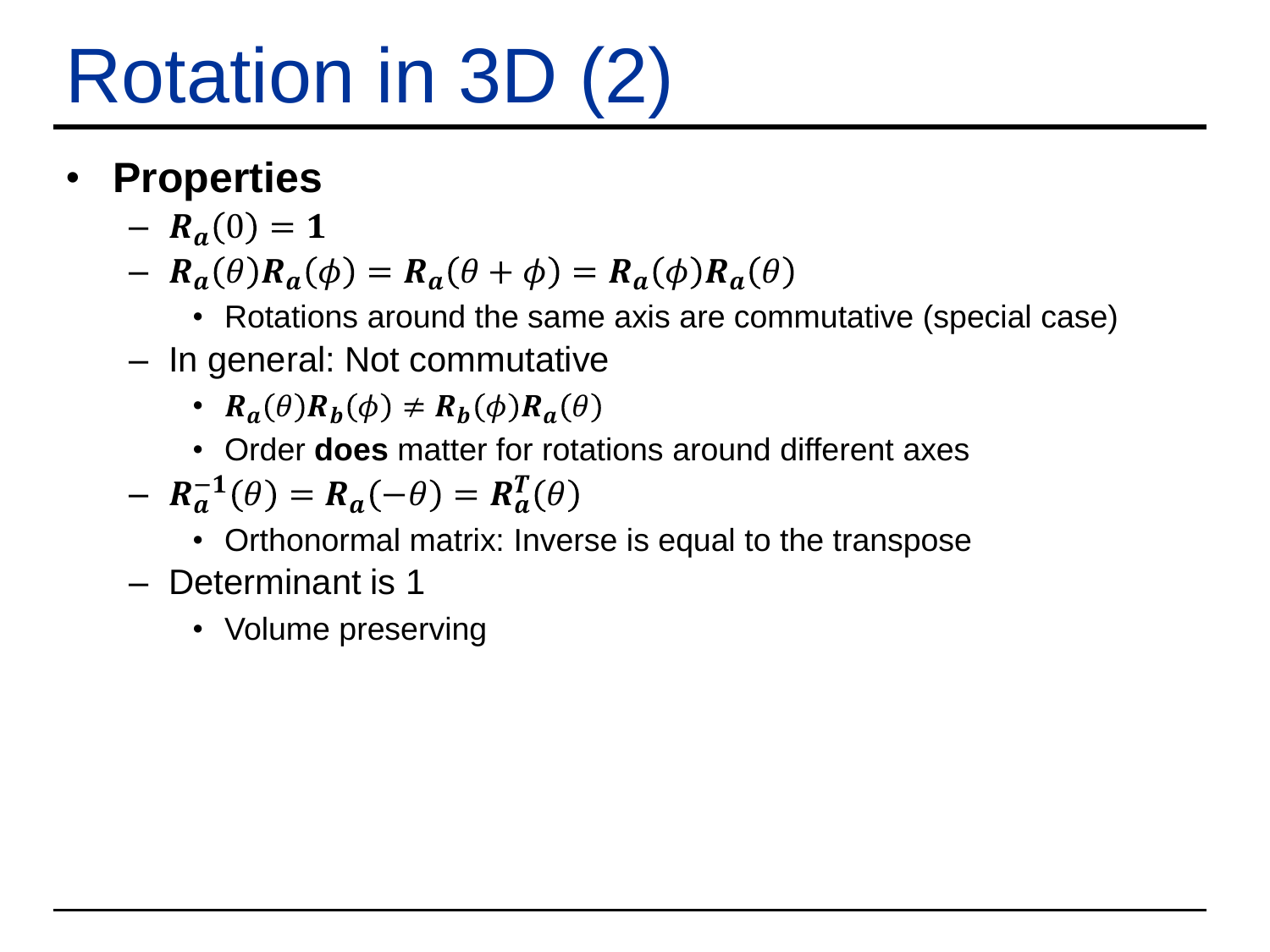# Rotation in 3D (2)

- **Properties**
  - $\boldsymbol{R_a}(0) = \mathbf{1}$
  - $\boldsymbol{R_a}(\theta)\boldsymbol{R_a}(\phi) = \boldsymbol{R_a}(\theta + \phi) = \boldsymbol{R_a}(\phi)\boldsymbol{R_a}(\theta)$
    - Rotations around the same axis are commutative (special case)
  - In general: Not commutative
    - $\boldsymbol{R_a}(\theta)\boldsymbol{R_b}(\phi) \neq \boldsymbol{R_b}(\phi)\boldsymbol{R_a}(\theta)$
    - Order **does** matter for rotations around different axes
  - $\boldsymbol{R_a^{-1}}(\theta) = \boldsymbol{R_a}(-\theta) = \boldsymbol{R_a^T}(\theta)$
    - Orthonormal matrix: Inverse is equal to the transpose
  - Determinant is 1
    - Volume preserving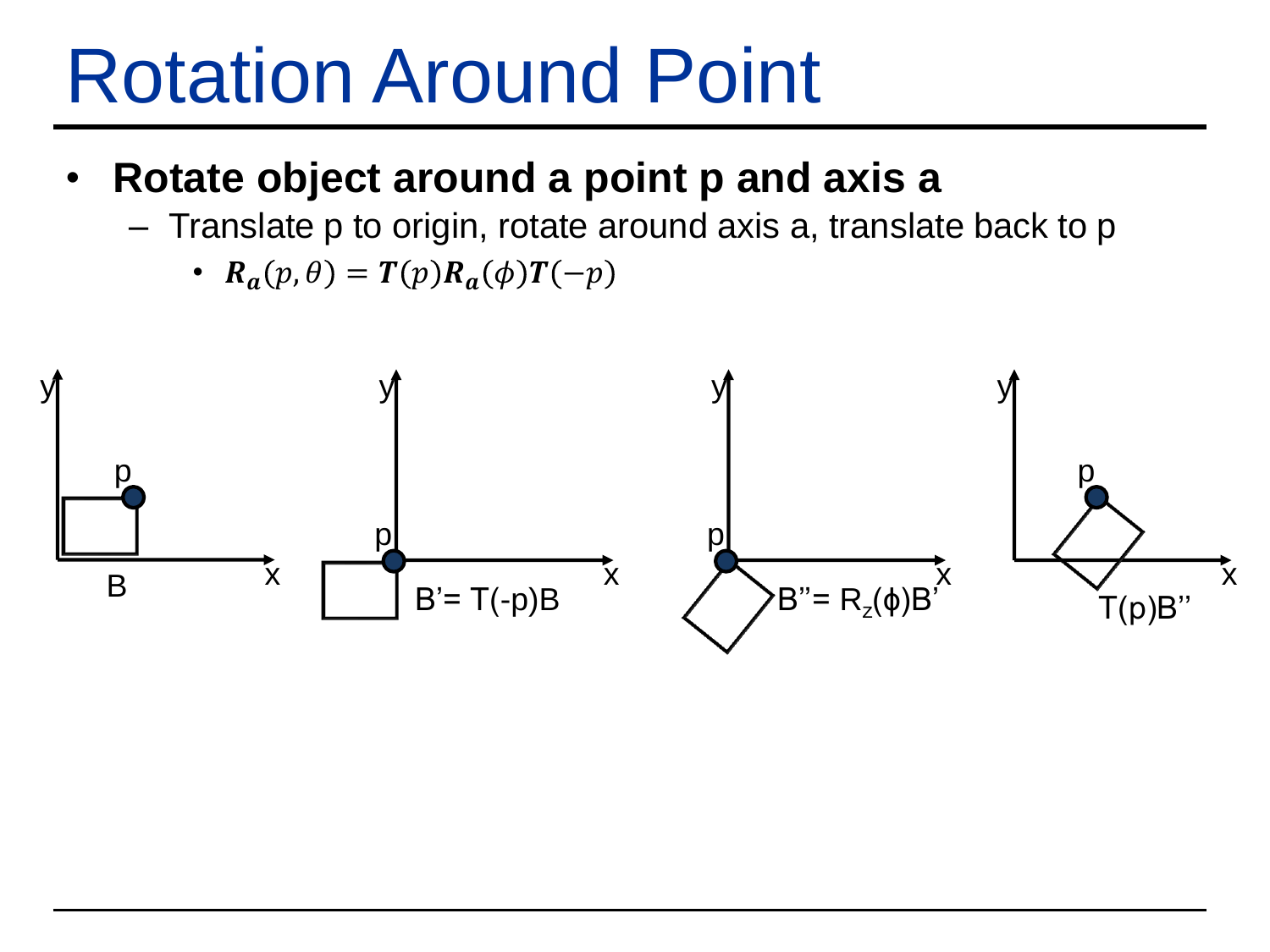# Rotation Around Point

- **Rotate object around a point p and axis a**
  - Translate p to origin, rotate around axis a, translate back to p
    - $\boldsymbol{R_a}(p, \theta) = \boldsymbol{T}(p)\boldsymbol{R_a}(\phi)\boldsymbol{T}(-p)$

B

$B' = T(-p)B$

$B'' = R_z(\phi)B'$

$T(p)B''$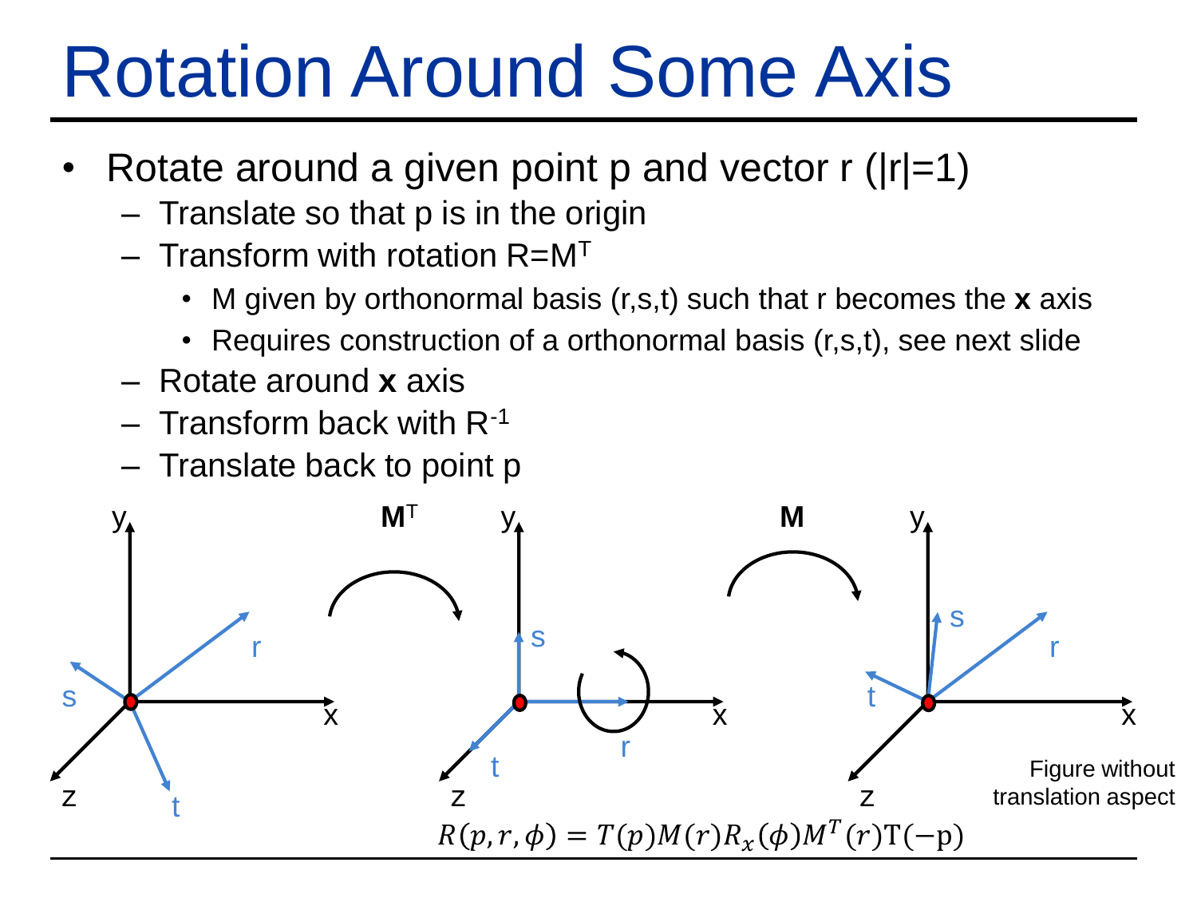# Rotation Around Some Axis

- Rotate around a given point p and vector r (|r|=1)
  - Translate so that p is in the origin
  - Transform with rotation $R=M^T$
    - M given by orthonormal basis (r,s,t) such that r becomes the **x** axis
    - Requires construction of a orthonormal basis (r,s,t), see next slide
  - Rotate around **x** axis
  - Transform back with $R^{-1}$
  - Translate back to point p

**M**$^T$ **M**

Figure without translation aspect

$$R(p, r, \phi) = T(p)M(r)R_x(\phi)M^T(r)T(-p)$$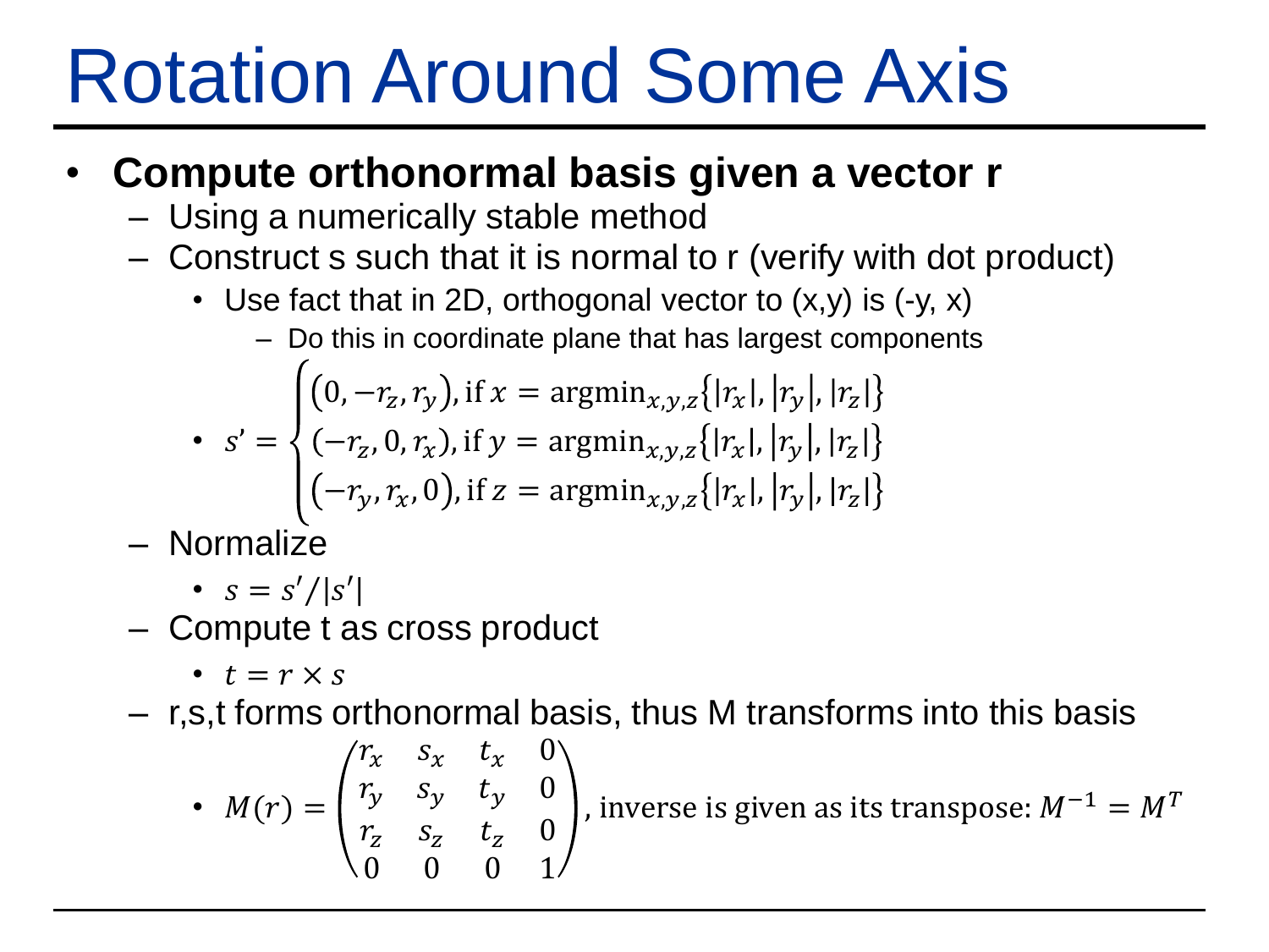# Rotation Around Some Axis

- **Compute orthonormal basis given a vector r**
  - Using a numerically stable method
  - Construct s such that it is normal to r (verify with dot product)
    - Use fact that in 2D, orthogonal vector to (x,y) is (-y, x)
      - Do this in coordinate plane that has largest components
    - $s' = \begin{cases} (0, -r_z, r_y), \text{if } x = \text{argmin}_{x,y,z}\{|r_x|, |r_y|, |r_z|\} \\ (-r_z, 0, r_x), \text{if } y = \text{argmin}_{x,y,z}\{|r_x|, |r_y|, |r_z|\} \\ (-r_y, r_x, 0), \text{if } z = \text{argmin}_{x,y,z}\{|r_x|, |r_y|, |r_z|\} \end{cases}$
  - Normalize
    - $s = s'/|s'|$
  - Compute t as cross product
    - $t = r \times s$
  - r,s,t forms orthonormal basis, thus M transforms into this basis
    - $M(r) = \begin{pmatrix} r_x & s_x & t_x & 0 \\ r_y & s_y & t_y & 0 \\ r_z & s_z & t_z & 0 \\ 0 & 0 & 0 & 1 \end{pmatrix}$, inverse is given as its transpose: $M^{-1} = M^T$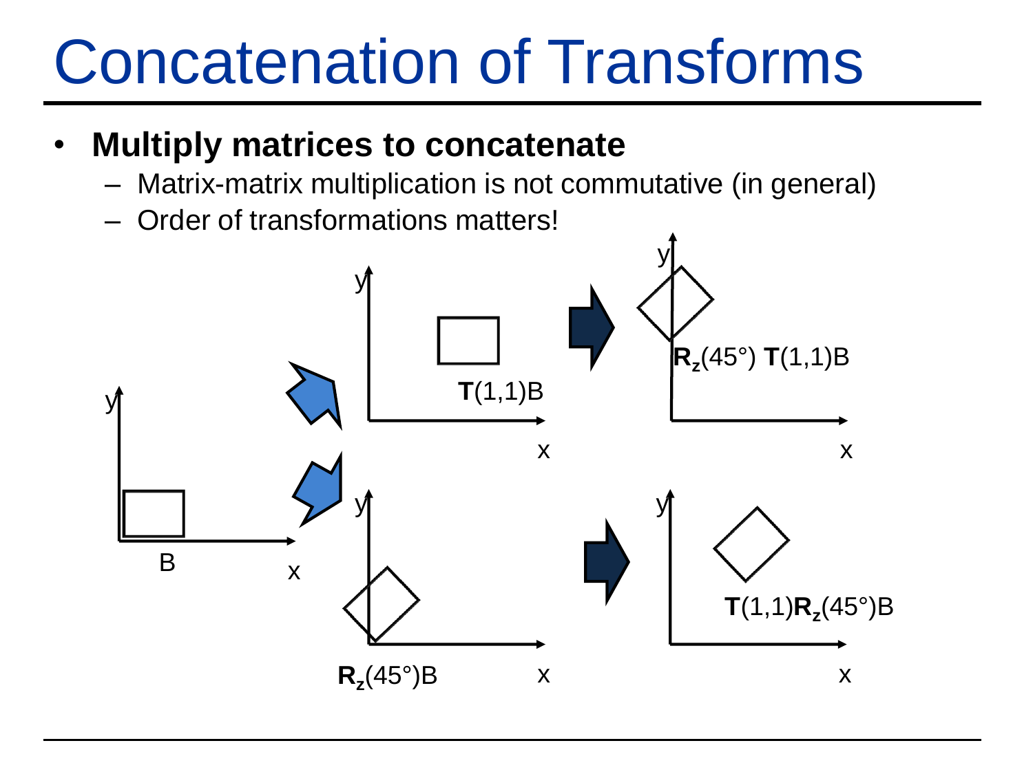# Concatenation of Transforms

- **Multiply matrices to concatenate**
  - Matrix-matrix multiplication is not commutative (in general)
  - Order of transformations matters!

B

$\mathbf{T}(1,1)B$

$\mathbf{R_z}(45°)\,\mathbf{T}(1,1)B$

$\mathbf{R_z}(45°)B$

$\mathbf{T}(1,1)\mathbf{R_z}(45°)B$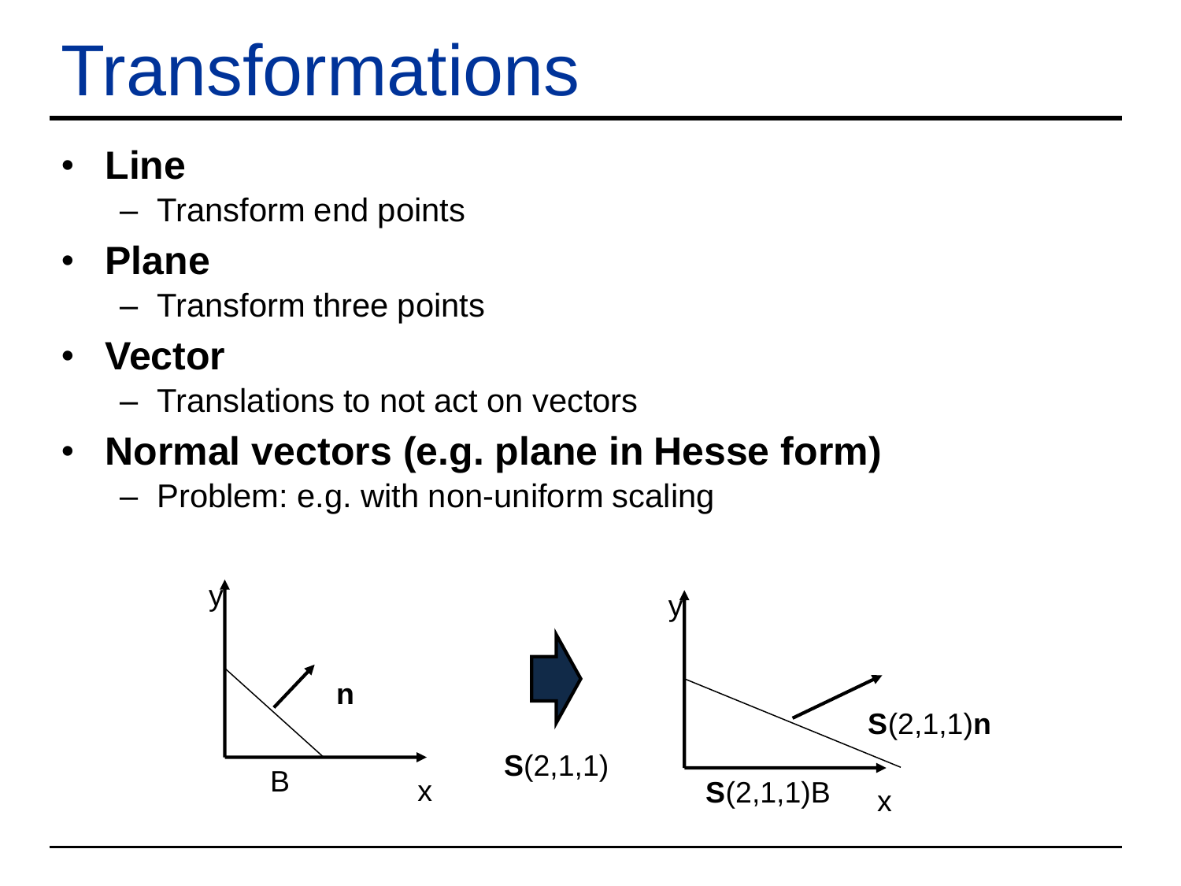# Transformations

- **Line**
  - Transform end points
- **Plane**
  - Transform three points
- **Vector**
  - Translations to not act on vectors
- **Normal vectors (e.g. plane in Hesse form)**
  - Problem: e.g. with non-uniform scaling

y, x, **n**, B

**S**(2,1,1)

y, x, **S**(2,1,1)**n**, **S**(2,1,1)B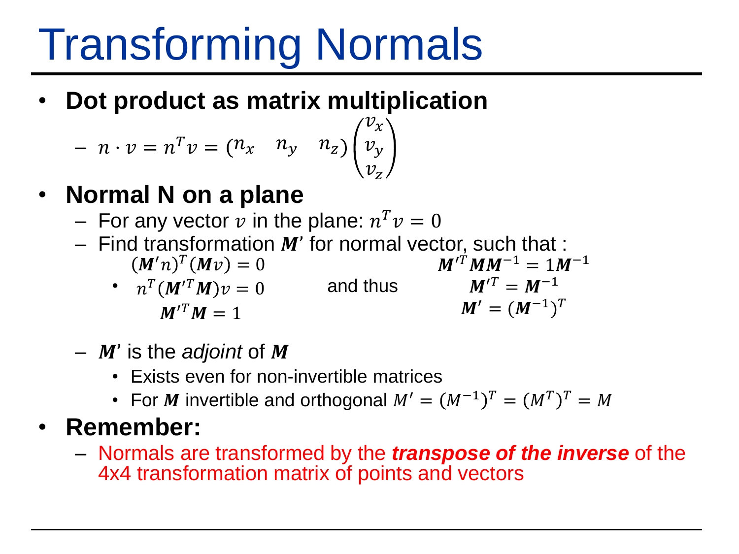# Transforming Normals

- **Dot product as matrix multiplication**
  - $n \cdot v = n^T v = \begin{pmatrix} n_x & n_y & n_z \end{pmatrix} \begin{pmatrix} v_x \\ v_y \\ v_z \end{pmatrix}$
- **Normal N on a plane**
  - For any vector $v$ in the plane: $n^T v = 0$
  - Find transformation ***M'*** for normal vector, such that :

    $(\boldsymbol{M}'n)^T(\boldsymbol{M}v) = 0$

    - $n^T(\boldsymbol{M}'^T\boldsymbol{M})v = 0$

      $\boldsymbol{M}'^T\boldsymbol{M} = 1$

    and thus

    $\boldsymbol{M}'^T\boldsymbol{M}\boldsymbol{M}^{-1} = 1\boldsymbol{M}^{-1}$

    $\boldsymbol{M}'^T = \boldsymbol{M}^{-1}$

    $\boldsymbol{M}' = (\boldsymbol{M}^{-1})^T$

  - ***M'*** is the *adjoint* of ***M***
    - Exists even for non-invertible matrices
    - For ***M*** invertible and orthogonal $M' = (M^{-1})^T = (M^T)^T = M$
- **Remember:**
  - Normals are transformed by the ***transpose of the inverse*** of the 4x4 transformation matrix of points and vectors